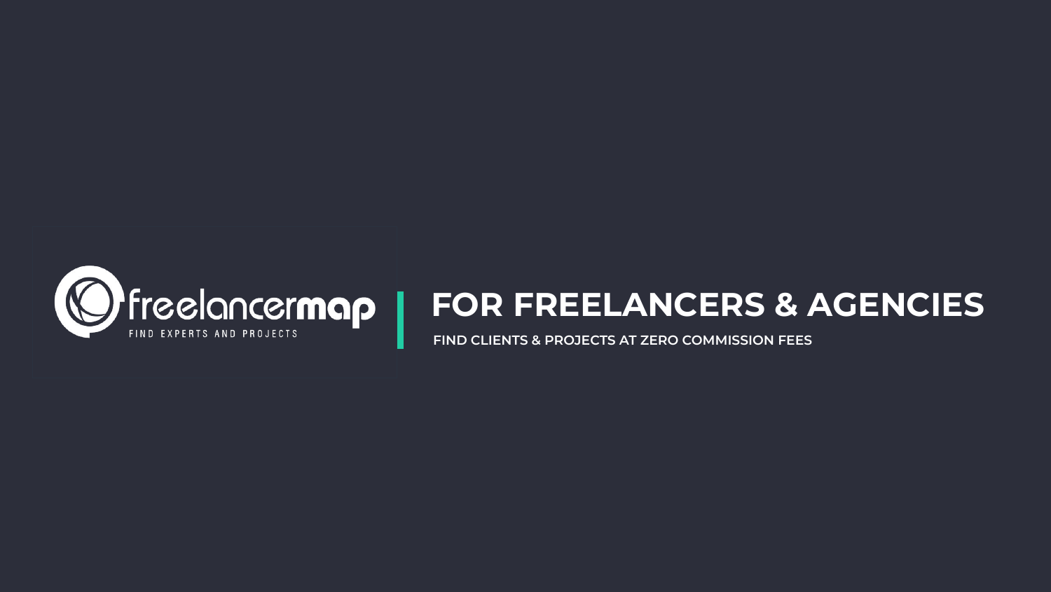freelancermap

FIND EXPERTS AND PROJECTS

# FOR FREELANCERS & AGENCIES

FIND CLIENTS & PROJECTS AT ZERO COMMISSION FEES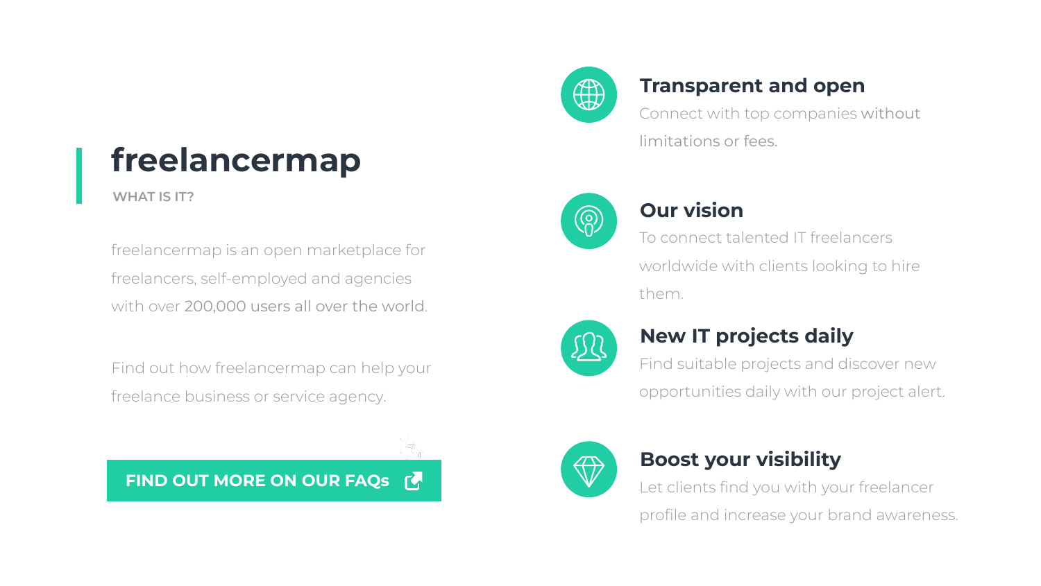# freelancermap

WHAT IS IT?

freelancermap is an open marketplace for freelancers, self-employed and agencies with over 200,000 users all over the world.

Find out how freelancermap can help your freelance business or service agency.

FIND OUT MORE ON OUR FAQs

## Transparent and open

Connect with top companies without limitations or fees.

## Our vision

To connect talented IT freelancers worldwide with clients looking to hire them.

## New IT projects daily

Find suitable projects and discover new opportunities daily with our project alert.

## Boost your visibility

Let clients find you with your freelancer profile and increase your brand awareness.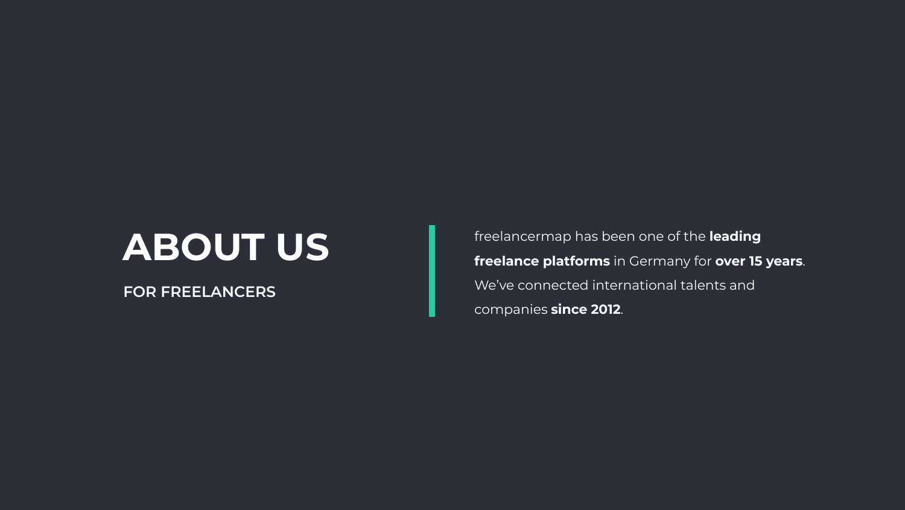# ABOUT US

## FOR FREELANCERS

freelancermap has been one of the **leading freelance platforms** in Germany for **over 15 years**. We've connected international talents and companies **since 2012**.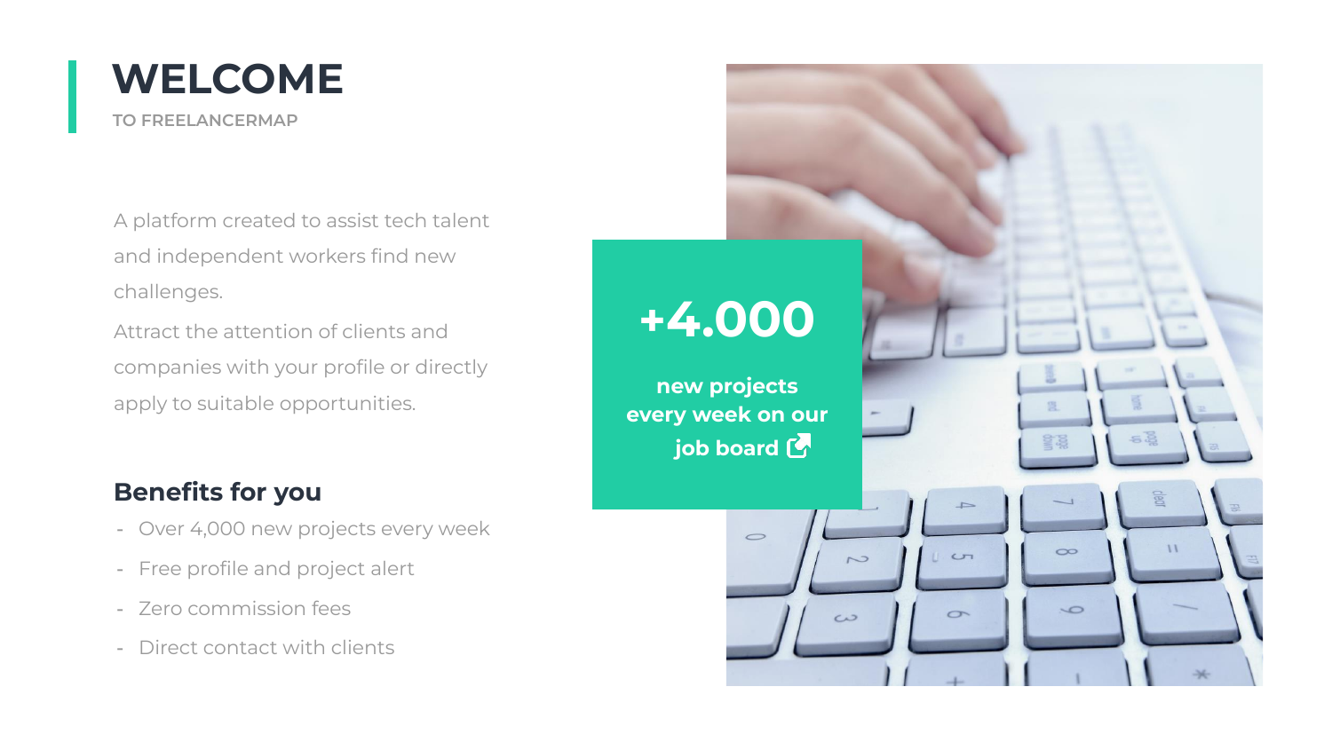# WELCOME

TO FREELANCERMAP

A platform created to assist tech talent and independent workers find new challenges.

Attract the attention of clients and companies with your profile or directly apply to suitable opportunities.

**+4.000**

**new projects every week on our job board**

## Benefits for you

- Over 4,000 new projects every week
- Free profile and project alert
- Zero commission fees
- Direct contact with clients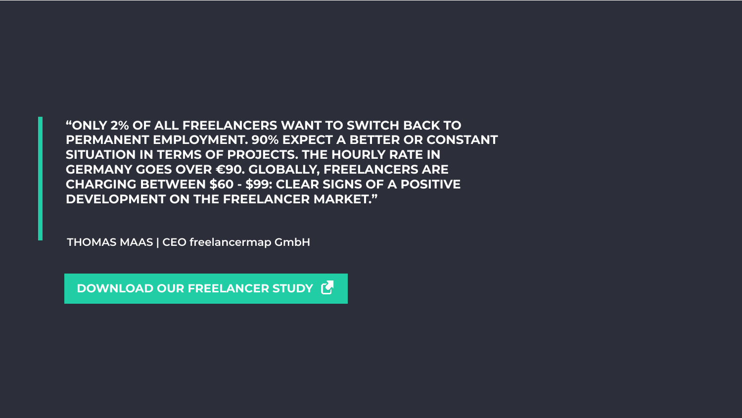> **"ONLY 2% OF ALL FREELANCERS WANT TO SWITCH BACK TO PERMANENT EMPLOYMENT. 90% EXPECT A BETTER OR CONSTANT SITUATION IN TERMS OF PROJECTS. THE HOURLY RATE IN GERMANY GOES OVER €90. GLOBALLY, FREELANCERS ARE CHARGING BETWEEN $60 - $99: CLEAR SIGNS OF A POSITIVE DEVELOPMENT ON THE FREELANCER MARKET."**
>
> **THOMAS MAAS | CEO freelancermap GmbH**

**DOWNLOAD OUR FREELANCER STUDY**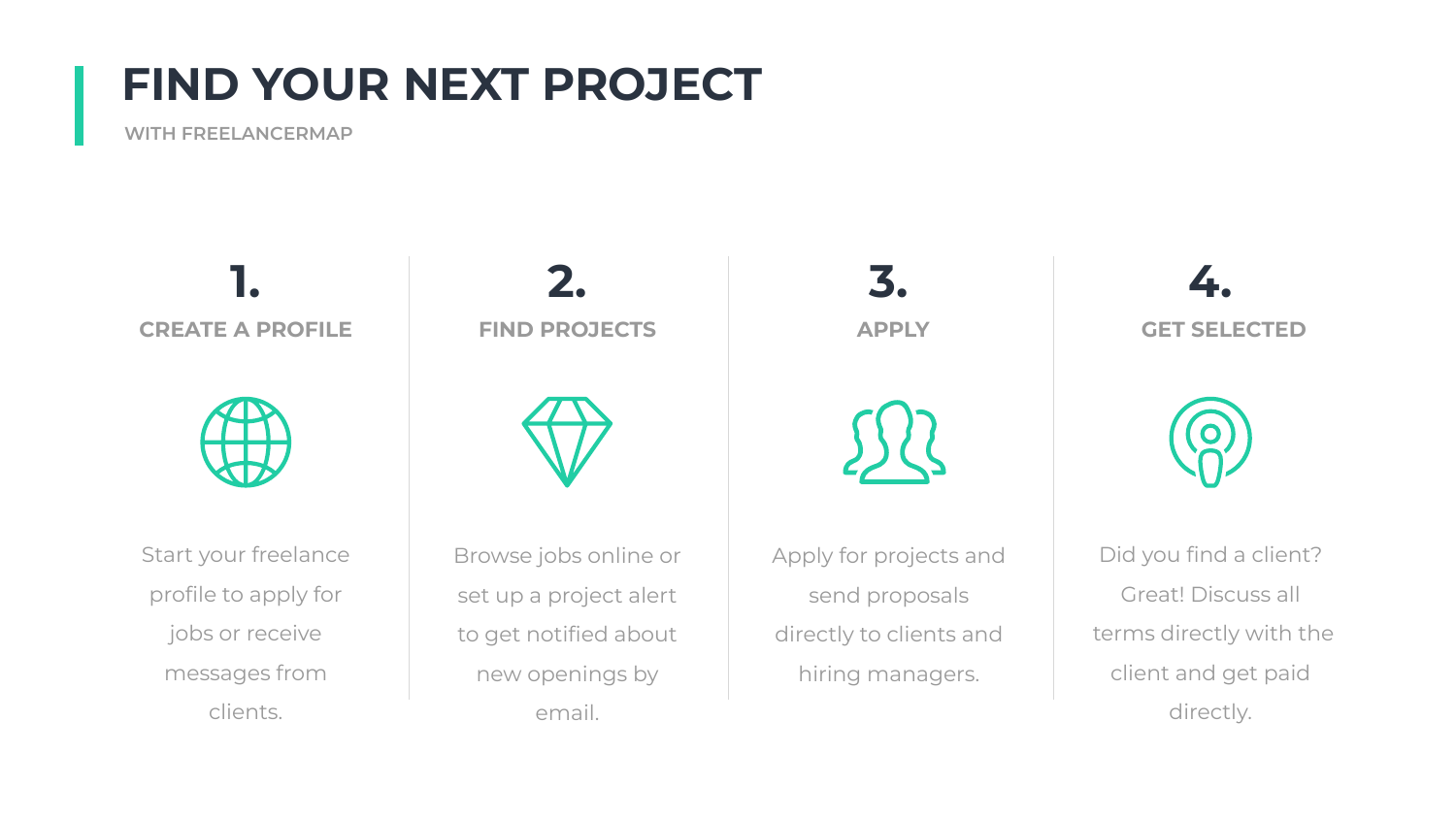# FIND YOUR NEXT PROJECT

WITH FREELANCERMAP

## 1. CREATE A PROFILE

Start your freelance profile to apply for jobs or receive messages from clients.

## 2. FIND PROJECTS

Browse jobs online or set up a project alert to get notified about new openings by email.

## 3. APPLY

Apply for projects and send proposals directly to clients and hiring managers.

## 4. GET SELECTED

Did you find a client? Great! Discuss all terms directly with the client and get paid directly.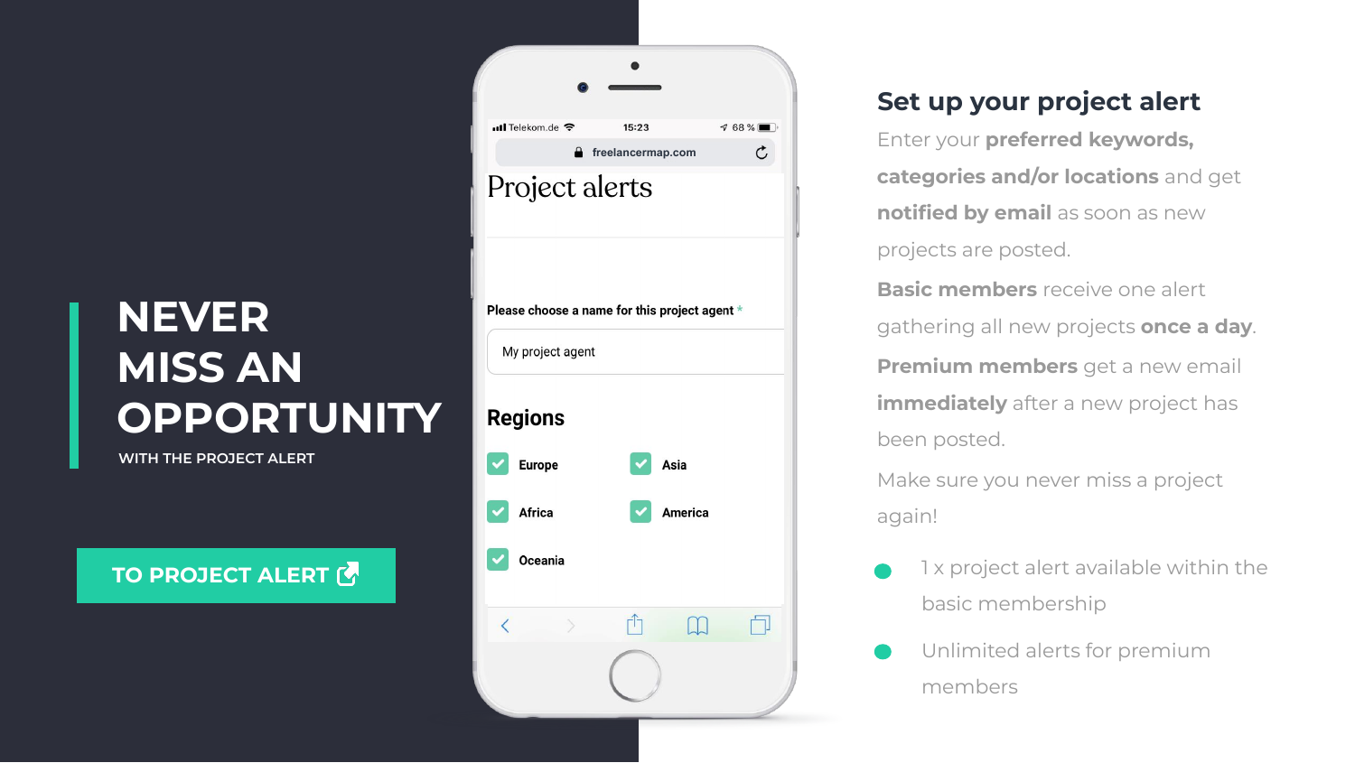# NEVER MISS AN OPPORTUNITY

WITH THE PROJECT ALERT

TO PROJECT ALERT

Project alerts

Please choose a name for this project agent *

My project agent

Regions

- Europe
- Asia
- Africa
- America
- Oceania

## Set up your project alert

Enter your **preferred keywords, categories and/or locations** and get **notified by email** as soon as new projects are posted.

**Basic members** receive one alert gathering all new projects **once a day**.

**Premium members** get a new email **immediately** after a new project has been posted.

Make sure you never miss a project again!

- 1 x project alert available within the basic membership
- Unlimited alerts for premium members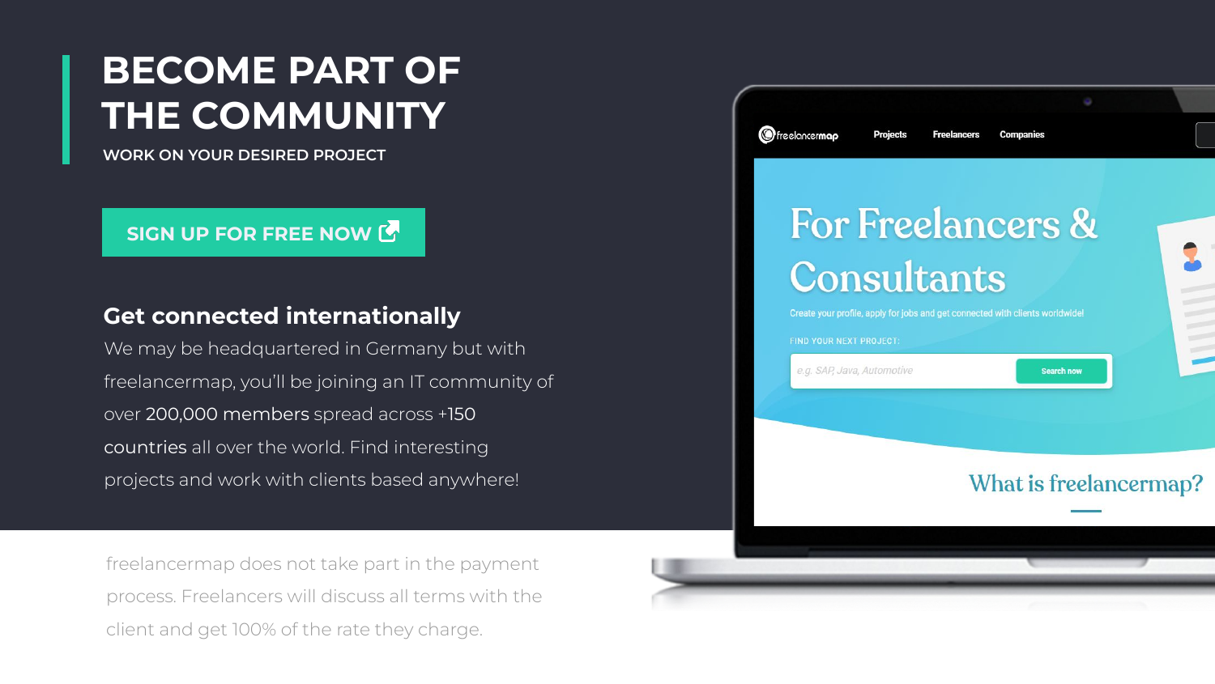# BECOME PART OF THE COMMUNITY

WORK ON YOUR DESIRED PROJECT

SIGN UP FOR FREE NOW

## Get connected internationally

We may be headquartered in Germany but with freelancermap, you'll be joining an IT community of over 200,000 members spread across +150 countries all over the world. Find interesting projects and work with clients based anywhere!

freelancermap does not take part in the payment process. Freelancers will discuss all terms with the client and get 100% of the rate they charge.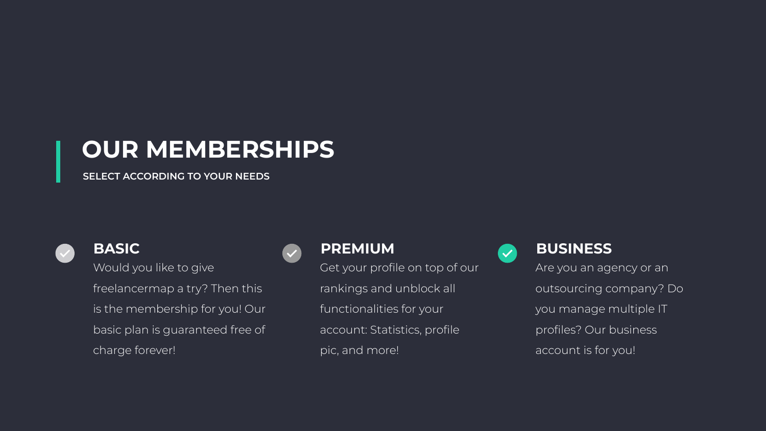# OUR MEMBERSHIPS

SELECT ACCORDING TO YOUR NEEDS

### BASIC

Would you like to give freelancermap a try? Then this is the membership for you! Our basic plan is guaranteed free of charge forever!

### PREMIUM

Get your profile on top of our rankings and unblock all functionalities for your account: Statistics, profile pic, and more!

### BUSINESS

Are you an agency or an outsourcing company? Do you manage multiple IT profiles? Our business account is for you!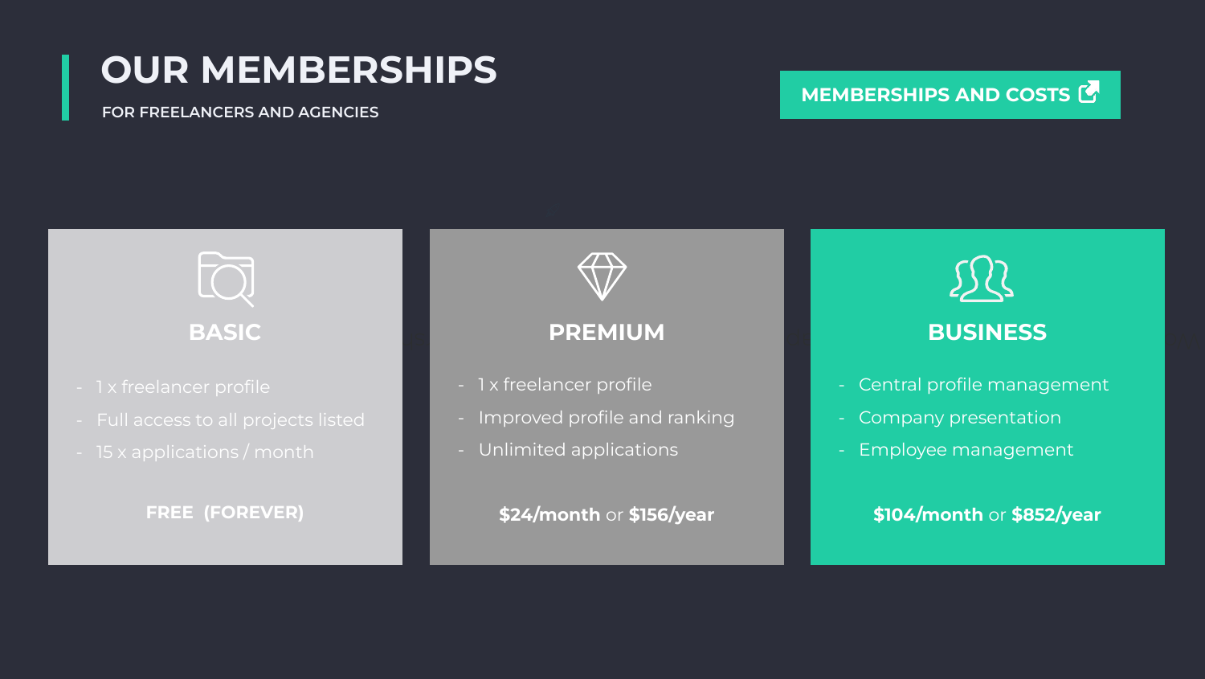# OUR MEMBERSHIPS

FOR FREELANCERS AND AGENCIES

MEMBERSHIPS AND COSTS

## BASIC

- 1 x freelancer profile
- Full access to all projects listed
- 15 x applications / month

**FREE (FOREVER)**

## PREMIUM

- 1 x freelancer profile
- Improved profile and ranking
- Unlimited applications

**$24/month** or **$156/year**

## BUSINESS

- Central profile management
- Company presentation
- Employee management

**$104/month** or **$852/year**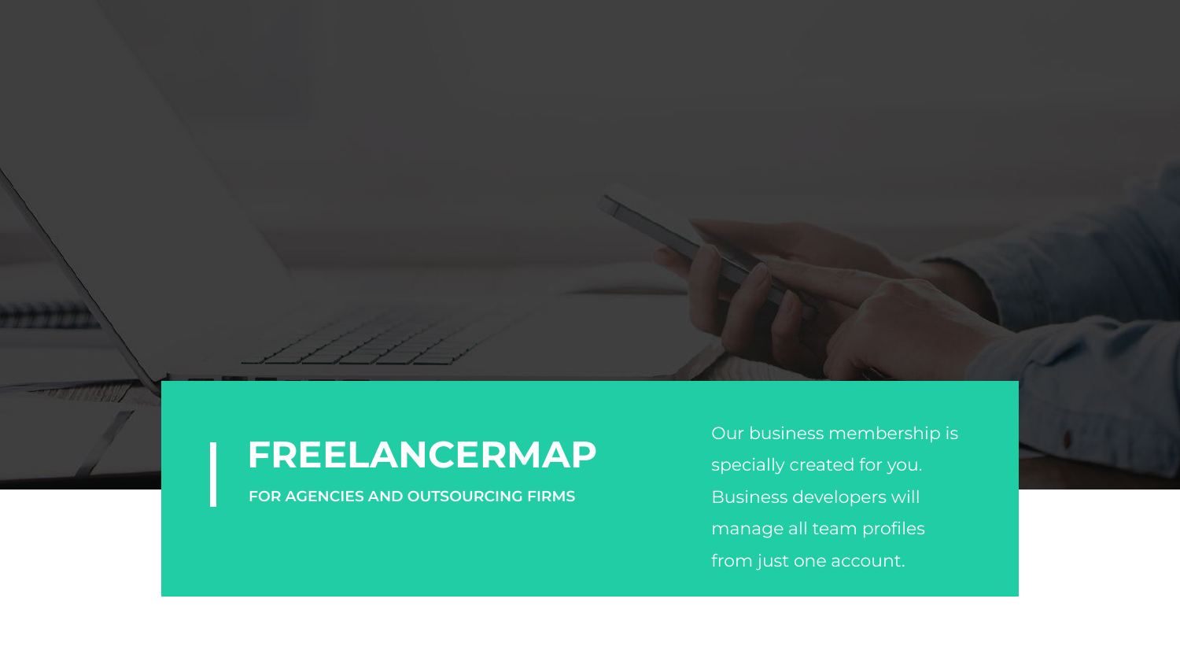# FREELANCERMAP

**FOR AGENCIES AND OUTSOURCING FIRMS**

Our business membership is specially created for you. Business developers will manage all team profiles from just one account.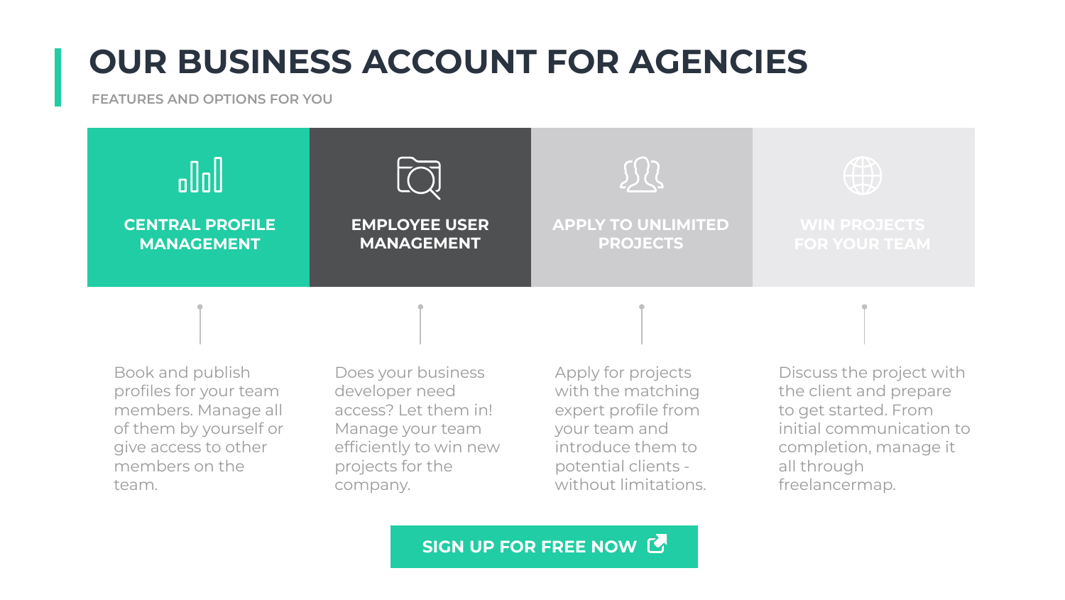# OUR BUSINESS ACCOUNT FOR AGENCIES

FEATURES AND OPTIONS FOR YOU

### CENTRAL PROFILE MANAGEMENT

Book and publish profiles for your team members. Manage all of them by yourself or give access to other members on the team.

### EMPLOYEE USER MANAGEMENT

Does your business developer need access? Let them in! Manage your team efficiently to win new projects for the company.

### APPLY TO UNLIMITED PROJECTS

Apply for projects with the matching expert profile from your team and introduce them to potential clients - without limitations.

### WIN PROJECTS FOR YOUR TEAM

Discuss the project with the client and prepare to get started. From initial communication to completion, manage it all through freelancermap.

**SIGN UP FOR FREE NOW**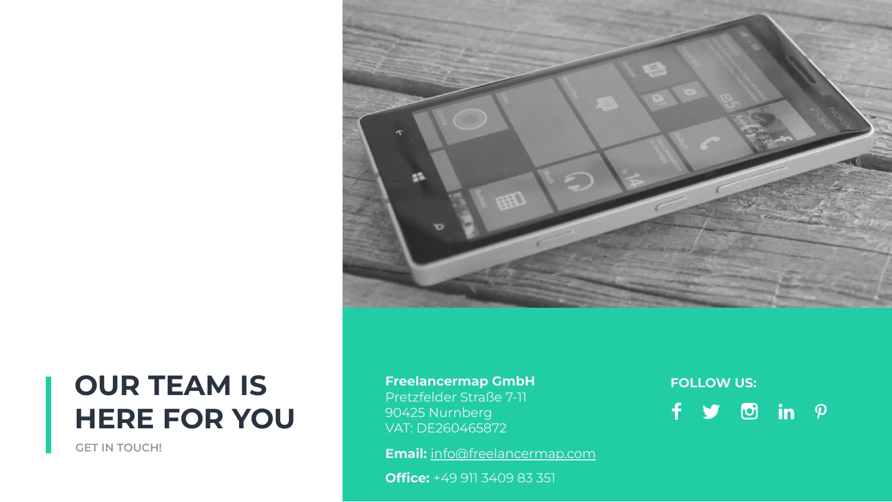# OUR TEAM IS HERE FOR YOU

GET IN TOUCH!

**Freelancermap GmbH**
Pretzfelder Straße 7-11
90425 Nurnberg
VAT: DE260465872

**Email:** info@freelancermap.com

**Office:** +49 911 3409 83 351

**FOLLOW US:**